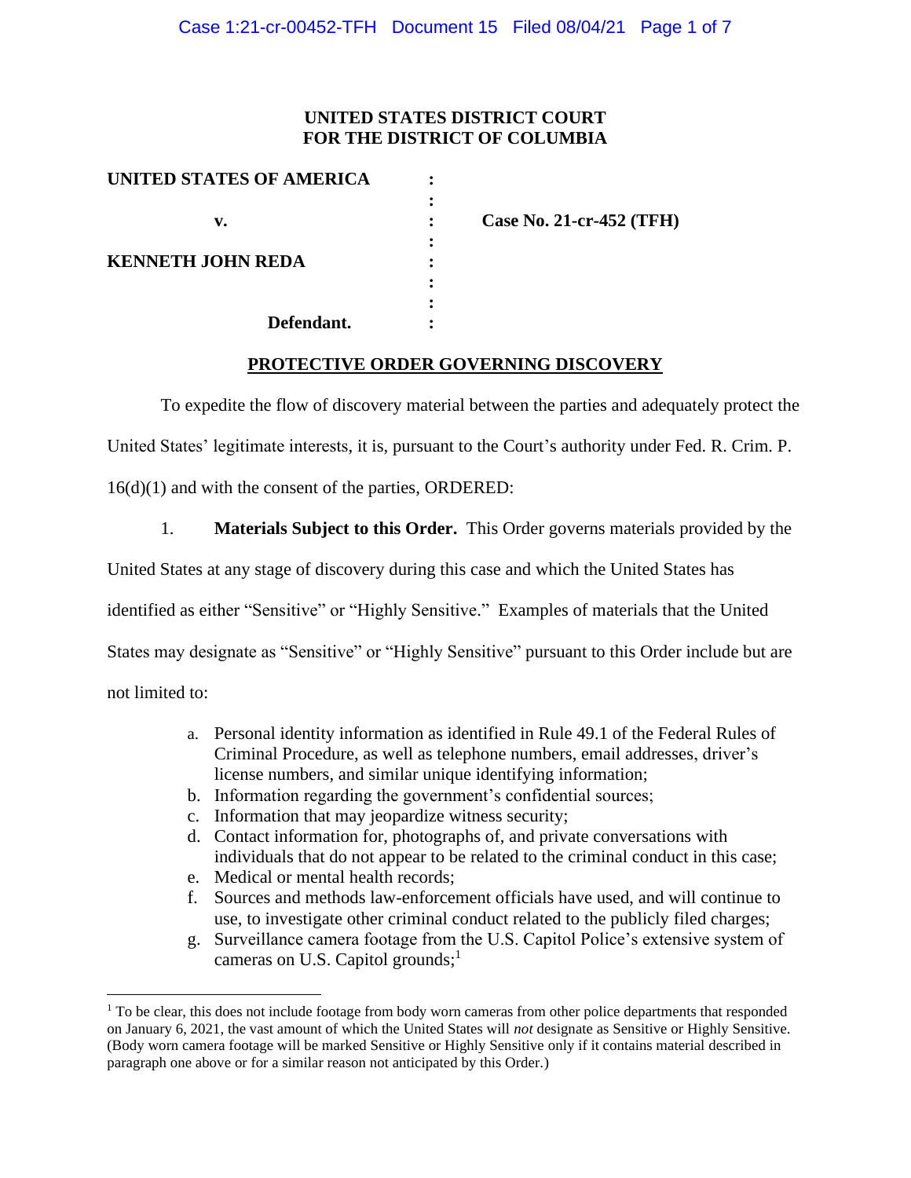**UNITED STATES DISTRICT COURT**
**FOR THE DISTRICT OF COLUMBIA**

| | | |
|---|---|---|
| **UNITED STATES OF AMERICA** | : | |
| | : | |
| **v.** | : | **Case No. 21-cr-452 (TFH)** |
| | : | |
| **KENNETH JOHN REDA** | : | |
| | : | |
| | : | |
| **Defendant.** | : | |

**PROTECTIVE ORDER GOVERNING DISCOVERY**

To expedite the flow of discovery material between the parties and adequately protect the United States' legitimate interests, it is, pursuant to the Court's authority under Fed. R. Crim. P. 16(d)(1) and with the consent of the parties, ORDERED:

1. **Materials Subject to this Order.** This Order governs materials provided by the United States at any stage of discovery during this case and which the United States has identified as either "Sensitive" or "Highly Sensitive." Examples of materials that the United States may designate as "Sensitive" or "Highly Sensitive" pursuant to this Order include but are not limited to:

   a. Personal identity information as identified in Rule 49.1 of the Federal Rules of Criminal Procedure, as well as telephone numbers, email addresses, driver's license numbers, and similar unique identifying information;
   b. Information regarding the government's confidential sources;
   c. Information that may jeopardize witness security;
   d. Contact information for, photographs of, and private conversations with individuals that do not appear to be related to the criminal conduct in this case;
   e. Medical or mental health records;
   f. Sources and methods law-enforcement officials have used, and will continue to use, to investigate other criminal conduct related to the publicly filed charges;
   g. Surveillance camera footage from the U.S. Capitol Police's extensive system of cameras on U.S. Capitol grounds;[1]

[1] To be clear, this does not include footage from body worn cameras from other police departments that responded on January 6, 2021, the vast amount of which the United States will *not* designate as Sensitive or Highly Sensitive. (Body worn camera footage will be marked Sensitive or Highly Sensitive only if it contains material described in paragraph one above or for a similar reason not anticipated by this Order.)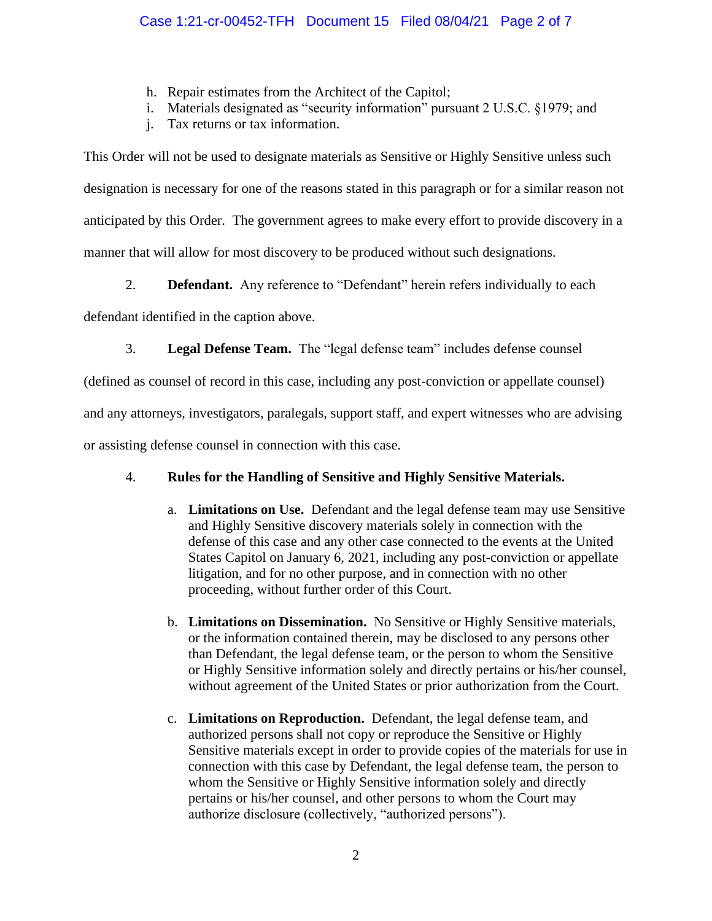h. Repair estimates from the Architect of the Capitol;
i. Materials designated as "security information" pursuant 2 U.S.C. §1979; and
j. Tax returns or tax information.

This Order will not be used to designate materials as Sensitive or Highly Sensitive unless such designation is necessary for one of the reasons stated in this paragraph or for a similar reason not anticipated by this Order. The government agrees to make every effort to provide discovery in a manner that will allow for most discovery to be produced without such designations.

2. **Defendant.** Any reference to "Defendant" herein refers individually to each defendant identified in the caption above.

3. **Legal Defense Team.** The "legal defense team" includes defense counsel (defined as counsel of record in this case, including any post-conviction or appellate counsel) and any attorneys, investigators, paralegals, support staff, and expert witnesses who are advising or assisting defense counsel in connection with this case.

4. **Rules for the Handling of Sensitive and Highly Sensitive Materials.**

a. **Limitations on Use.** Defendant and the legal defense team may use Sensitive and Highly Sensitive discovery materials solely in connection with the defense of this case and any other case connected to the events at the United States Capitol on January 6, 2021, including any post-conviction or appellate litigation, and for no other purpose, and in connection with no other proceeding, without further order of this Court.

b. **Limitations on Dissemination.** No Sensitive or Highly Sensitive materials, or the information contained therein, may be disclosed to any persons other than Defendant, the legal defense team, or the person to whom the Sensitive or Highly Sensitive information solely and directly pertains or his/her counsel, without agreement of the United States or prior authorization from the Court.

c. **Limitations on Reproduction.** Defendant, the legal defense team, and authorized persons shall not copy or reproduce the Sensitive or Highly Sensitive materials except in order to provide copies of the materials for use in connection with this case by Defendant, the legal defense team, the person to whom the Sensitive or Highly Sensitive information solely and directly pertains or his/her counsel, and other persons to whom the Court may authorize disclosure (collectively, "authorized persons").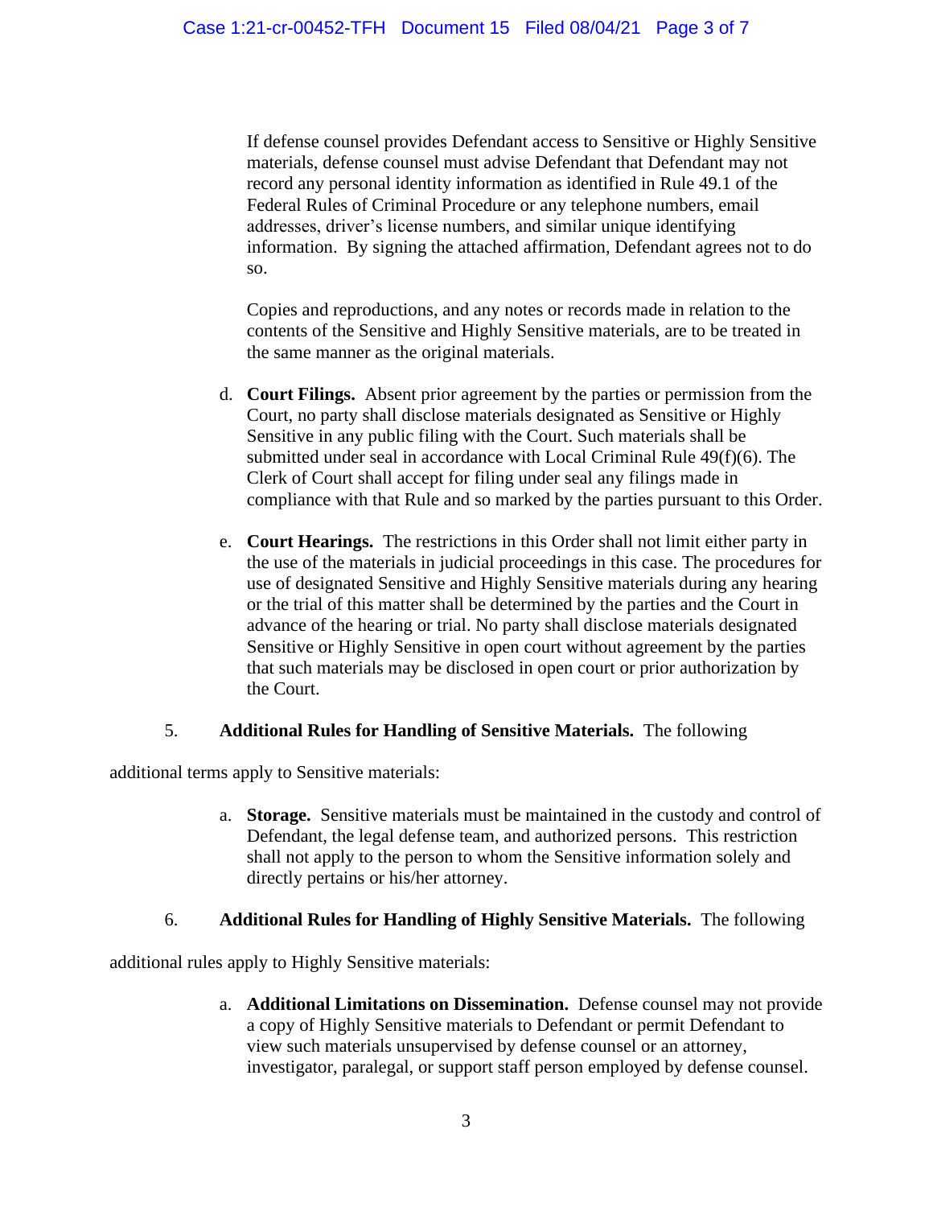If defense counsel provides Defendant access to Sensitive or Highly Sensitive materials, defense counsel must advise Defendant that Defendant may not record any personal identity information as identified in Rule 49.1 of the Federal Rules of Criminal Procedure or any telephone numbers, email addresses, driver's license numbers, and similar unique identifying information. By signing the attached affirmation, Defendant agrees not to do so.

Copies and reproductions, and any notes or records made in relation to the contents of the Sensitive and Highly Sensitive materials, are to be treated in the same manner as the original materials.

d. **Court Filings.** Absent prior agreement by the parties or permission from the Court, no party shall disclose materials designated as Sensitive or Highly Sensitive in any public filing with the Court. Such materials shall be submitted under seal in accordance with Local Criminal Rule 49(f)(6). The Clerk of Court shall accept for filing under seal any filings made in compliance with that Rule and so marked by the parties pursuant to this Order.

e. **Court Hearings.** The restrictions in this Order shall not limit either party in the use of the materials in judicial proceedings in this case. The procedures for use of designated Sensitive and Highly Sensitive materials during any hearing or the trial of this matter shall be determined by the parties and the Court in advance of the hearing or trial. No party shall disclose materials designated Sensitive or Highly Sensitive in open court without agreement by the parties that such materials may be disclosed in open court or prior authorization by the Court.

5. **Additional Rules for Handling of Sensitive Materials.** The following additional terms apply to Sensitive materials:

a. **Storage.** Sensitive materials must be maintained in the custody and control of Defendant, the legal defense team, and authorized persons. This restriction shall not apply to the person to whom the Sensitive information solely and directly pertains or his/her attorney.

6. **Additional Rules for Handling of Highly Sensitive Materials.** The following additional rules apply to Highly Sensitive materials:

a. **Additional Limitations on Dissemination.** Defense counsel may not provide a copy of Highly Sensitive materials to Defendant or permit Defendant to view such materials unsupervised by defense counsel or an attorney, investigator, paralegal, or support staff person employed by defense counsel.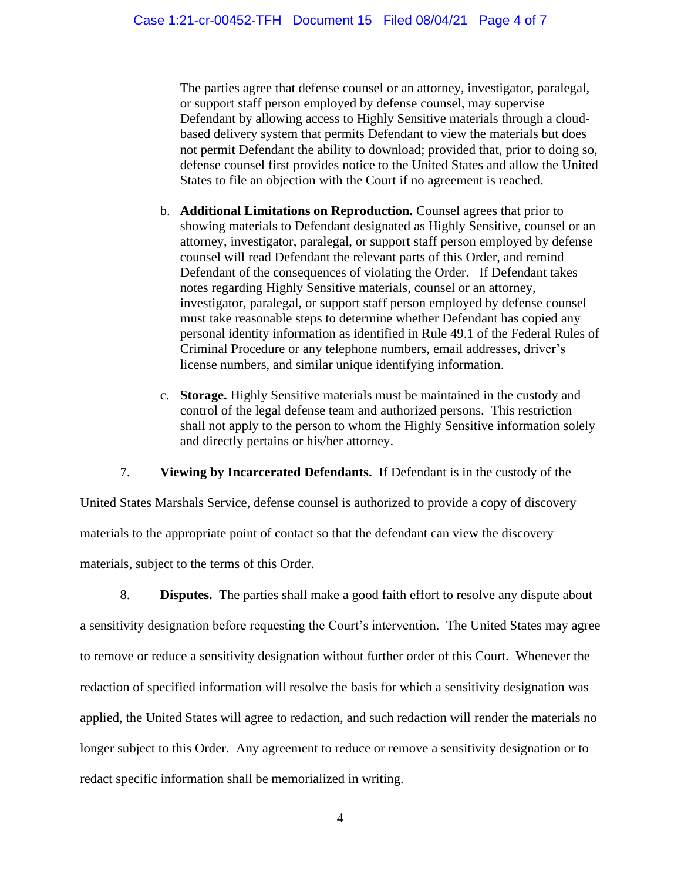The parties agree that defense counsel or an attorney, investigator, paralegal, or support staff person employed by defense counsel, may supervise Defendant by allowing access to Highly Sensitive materials through a cloud-based delivery system that permits Defendant to view the materials but does not permit Defendant the ability to download; provided that, prior to doing so, defense counsel first provides notice to the United States and allow the United States to file an objection with the Court if no agreement is reached.

b. **Additional Limitations on Reproduction.** Counsel agrees that prior to showing materials to Defendant designated as Highly Sensitive, counsel or an attorney, investigator, paralegal, or support staff person employed by defense counsel will read Defendant the relevant parts of this Order, and remind Defendant of the consequences of violating the Order. If Defendant takes notes regarding Highly Sensitive materials, counsel or an attorney, investigator, paralegal, or support staff person employed by defense counsel must take reasonable steps to determine whether Defendant has copied any personal identity information as identified in Rule 49.1 of the Federal Rules of Criminal Procedure or any telephone numbers, email addresses, driver's license numbers, and similar unique identifying information.

c. **Storage.** Highly Sensitive materials must be maintained in the custody and control of the legal defense team and authorized persons. This restriction shall not apply to the person to whom the Highly Sensitive information solely and directly pertains or his/her attorney.

7. **Viewing by Incarcerated Defendants.** If Defendant is in the custody of the United States Marshals Service, defense counsel is authorized to provide a copy of discovery materials to the appropriate point of contact so that the defendant can view the discovery materials, subject to the terms of this Order.

8. **Disputes.** The parties shall make a good faith effort to resolve any dispute about a sensitivity designation before requesting the Court's intervention. The United States may agree to remove or reduce a sensitivity designation without further order of this Court. Whenever the redaction of specified information will resolve the basis for which a sensitivity designation was applied, the United States will agree to redaction, and such redaction will render the materials no longer subject to this Order. Any agreement to reduce or remove a sensitivity designation or to redact specific information shall be memorialized in writing.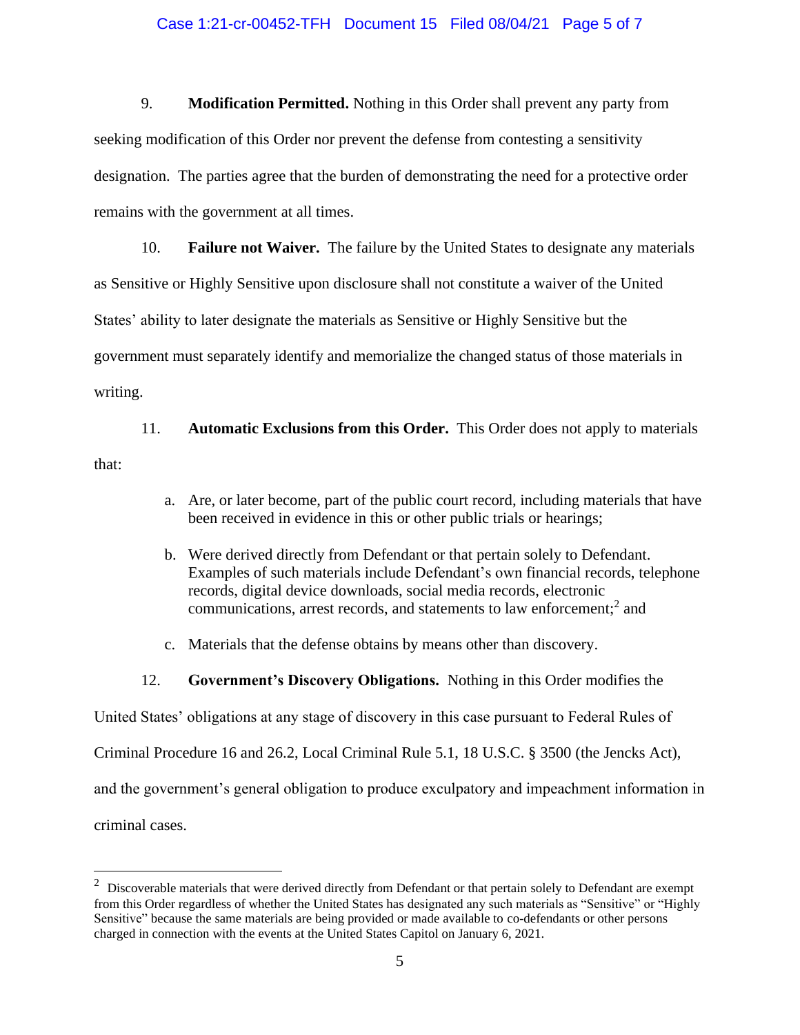9. **Modification Permitted.** Nothing in this Order shall prevent any party from seeking modification of this Order nor prevent the defense from contesting a sensitivity designation. The parties agree that the burden of demonstrating the need for a protective order remains with the government at all times.

10. **Failure not Waiver.** The failure by the United States to designate any materials as Sensitive or Highly Sensitive upon disclosure shall not constitute a waiver of the United States' ability to later designate the materials as Sensitive or Highly Sensitive but the government must separately identify and memorialize the changed status of those materials in writing.

11. **Automatic Exclusions from this Order.** This Order does not apply to materials that:

a. Are, or later become, part of the public court record, including materials that have been received in evidence in this or other public trials or hearings;

b. Were derived directly from Defendant or that pertain solely to Defendant. Examples of such materials include Defendant's own financial records, telephone records, digital device downloads, social media records, electronic communications, arrest records, and statements to law enforcement;[2] and

c. Materials that the defense obtains by means other than discovery.

12. **Government's Discovery Obligations.** Nothing in this Order modifies the United States' obligations at any stage of discovery in this case pursuant to Federal Rules of Criminal Procedure 16 and 26.2, Local Criminal Rule 5.1, 18 U.S.C. § 3500 (the Jencks Act), and the government's general obligation to produce exculpatory and impeachment information in criminal cases.

---

[2] Discoverable materials that were derived directly from Defendant or that pertain solely to Defendant are exempt from this Order regardless of whether the United States has designated any such materials as "Sensitive" or "Highly Sensitive" because the same materials are being provided or made available to co-defendants or other persons charged in connection with the events at the United States Capitol on January 6, 2021.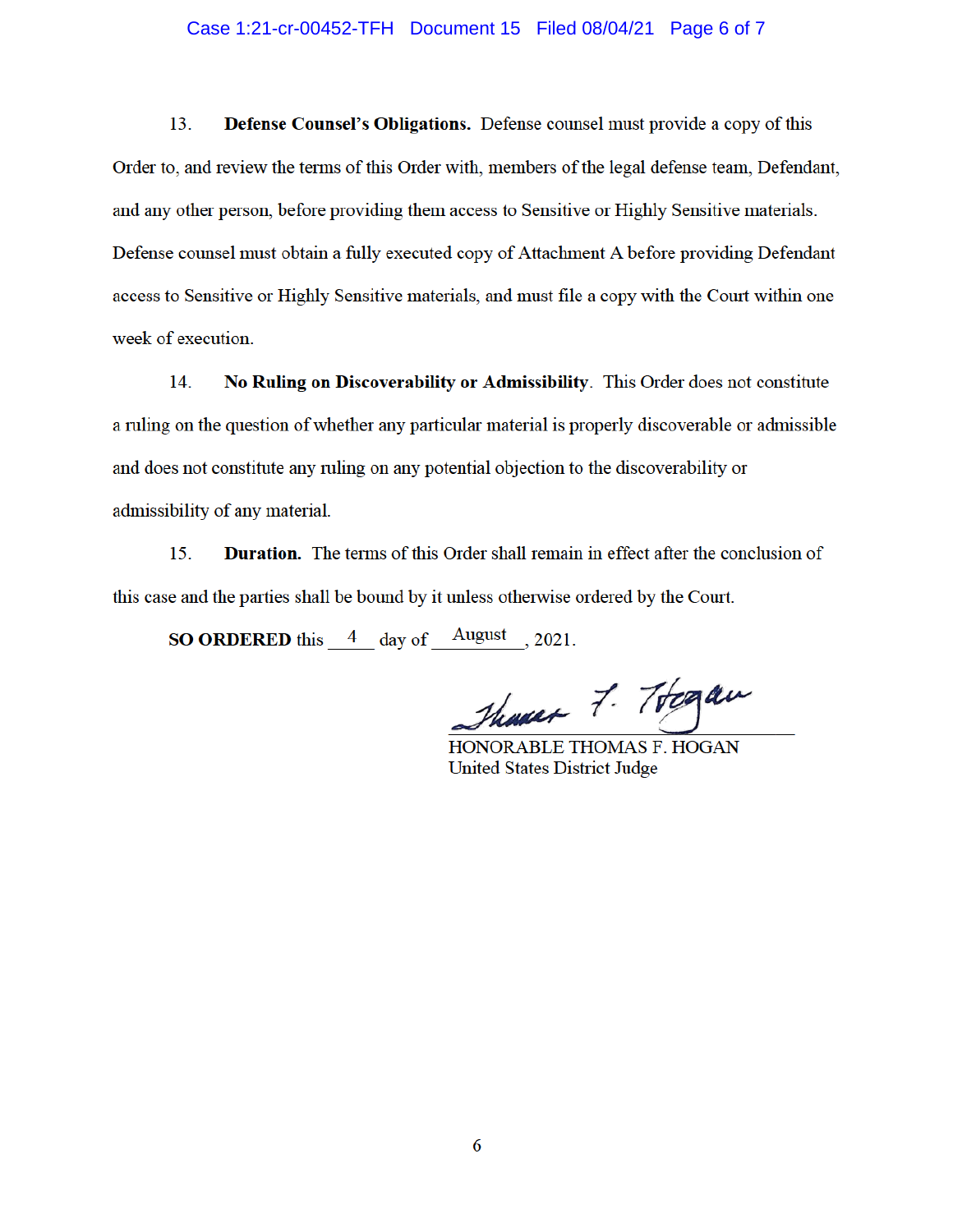13. **Defense Counsel's Obligations.** Defense counsel must provide a copy of this Order to, and review the terms of this Order with, members of the legal defense team, Defendant, and any other person, before providing them access to Sensitive or Highly Sensitive materials. Defense counsel must obtain a fully executed copy of Attachment A before providing Defendant access to Sensitive or Highly Sensitive materials, and must file a copy with the Court within one week of execution.

14. **No Ruling on Discoverability or Admissibility**. This Order does not constitute a ruling on the question of whether any particular material is properly discoverable or admissible and does not constitute any ruling on any potential objection to the discoverability or admissibility of any material.

15. **Duration.** The terms of this Order shall remain in effect after the conclusion of this case and the parties shall be bound by it unless otherwise ordered by the Court.

**SO ORDERED** this 4 day of August, 2021.

HONORABLE THOMAS F. HOGAN
United States District Judge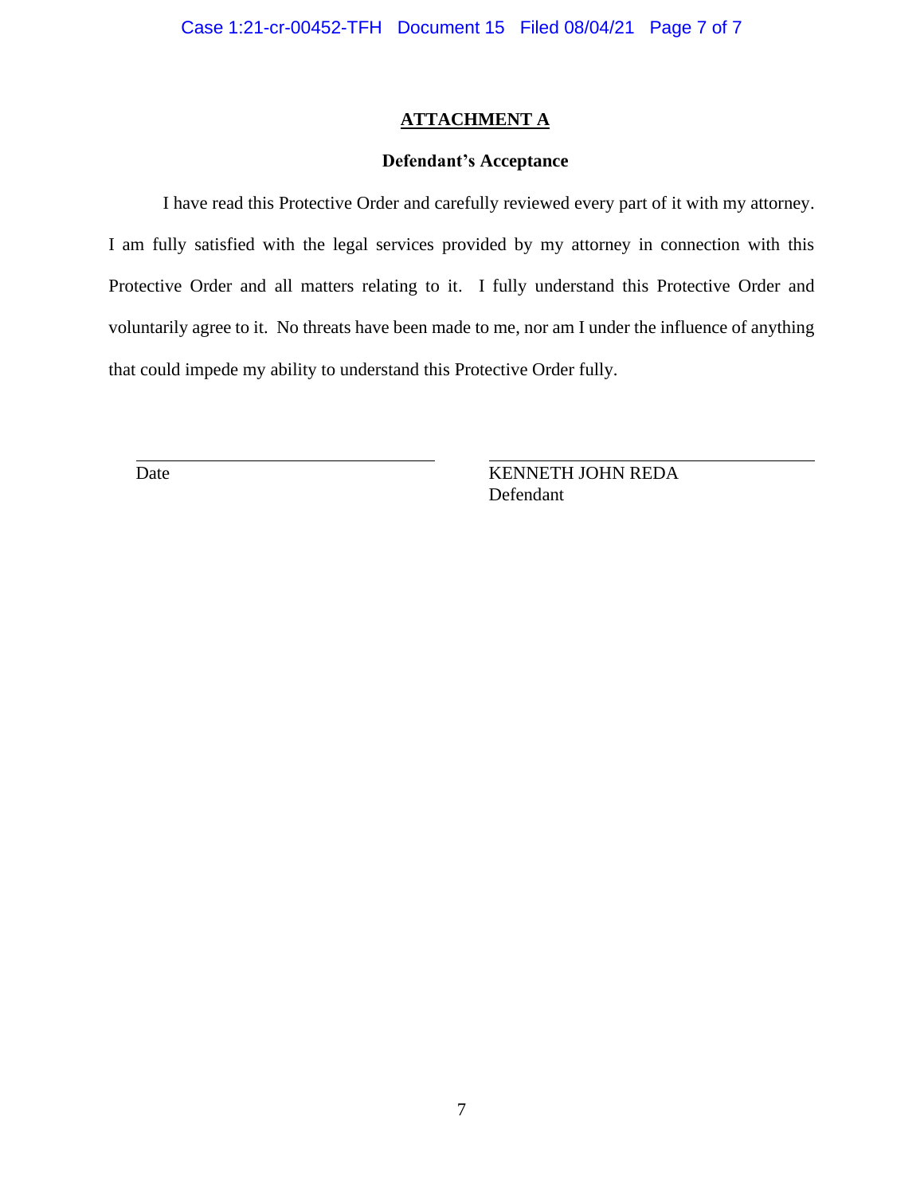## ATTACHMENT A

**Defendant's Acceptance**

I have read this Protective Order and carefully reviewed every part of it with my attorney. I am fully satisfied with the legal services provided by my attorney in connection with this Protective Order and all matters relating to it. I fully understand this Protective Order and voluntarily agree to it. No threats have been made to me, nor am I under the influence of anything that could impede my ability to understand this Protective Order fully.

| | |
|---|---|
| \_\_\_\_\_\_\_\_\_\_\_\_\_\_\_\_\_\_\_\_\_\_\_\_\_\_\_\_ | \_\_\_\_\_\_\_\_\_\_\_\_\_\_\_\_\_\_\_\_\_\_\_\_\_\_\_\_ |
| Date | KENNETH JOHN REDA<br>Defendant |